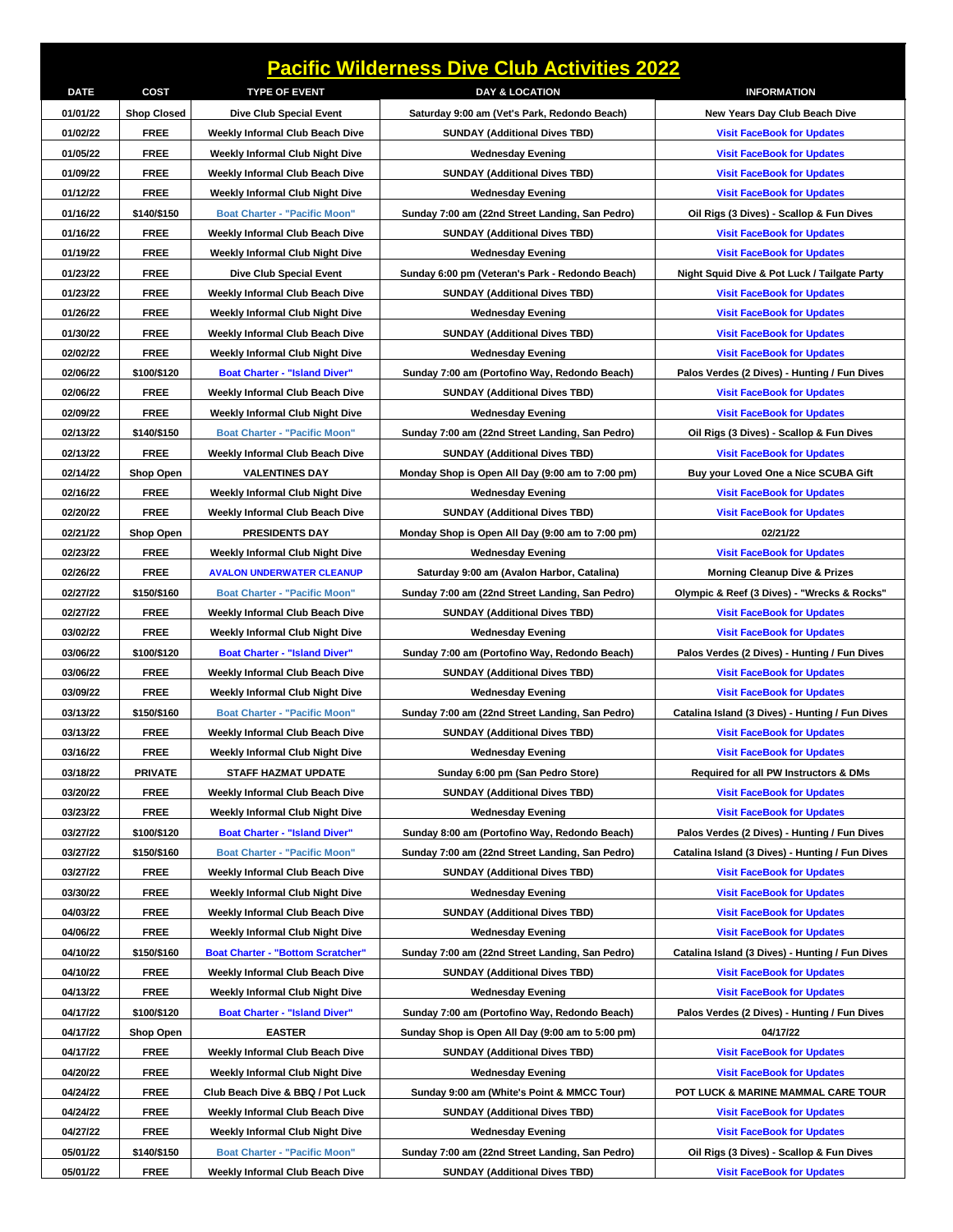# Pacific Wilderness Dive Club Activities 2022

| DATE | COST | TYPE OF EVENT | DAY & LOCATION | INFORMATION |
|---|---|---|---|---|
| 01/01/22 | Shop Closed | Dive Club Special Event | Saturday 9:00 am (Vet's Park, Redondo Beach) | New Years Day Club Beach Dive |
| 01/02/22 | FREE | Weekly Informal Club Beach Dive | SUNDAY (Additional Dives TBD) | Visit FaceBook for Updates |
| 01/05/22 | FREE | Weekly Informal Club Night Dive | Wednesday Evening | Visit FaceBook for Updates |
| 01/09/22 | FREE | Weekly Informal Club Beach Dive | SUNDAY (Additional Dives TBD) | Visit FaceBook for Updates |
| 01/12/22 | FREE | Weekly Informal Club Night Dive | Wednesday Evening | Visit FaceBook for Updates |
| 01/16/22 | $140/$150 | Boat Charter - "Pacific Moon" | Sunday 7:00 am (22nd Street Landing, San Pedro) | Oil Rigs (3 Dives) - Scallop & Fun Dives |
| 01/16/22 | FREE | Weekly Informal Club Beach Dive | SUNDAY (Additional Dives TBD) | Visit FaceBook for Updates |
| 01/19/22 | FREE | Weekly Informal Club Night Dive | Wednesday Evening | Visit FaceBook for Updates |
| 01/23/22 | FREE | Dive Club Special Event | Sunday 6:00 pm (Veteran's Park - Redondo Beach) | Night Squid Dive & Pot Luck / Tailgate Party |
| 01/23/22 | FREE | Weekly Informal Club Beach Dive | SUNDAY (Additional Dives TBD) | Visit FaceBook for Updates |
| 01/26/22 | FREE | Weekly Informal Club Night Dive | Wednesday Evening | Visit FaceBook for Updates |
| 01/30/22 | FREE | Weekly Informal Club Beach Dive | SUNDAY (Additional Dives TBD) | Visit FaceBook for Updates |
| 02/02/22 | FREE | Weekly Informal Club Night Dive | Wednesday Evening | Visit FaceBook for Updates |
| 02/06/22 | $100/$120 | Boat Charter - "Island Diver" | Sunday 7:00 am (Portofino Way, Redondo Beach) | Palos Verdes (2 Dives) - Hunting / Fun Dives |
| 02/06/22 | FREE | Weekly Informal Club Beach Dive | SUNDAY (Additional Dives TBD) | Visit FaceBook for Updates |
| 02/09/22 | FREE | Weekly Informal Club Night Dive | Wednesday Evening | Visit FaceBook for Updates |
| 02/13/22 | $140/$150 | Boat Charter - "Pacific Moon" | Sunday 7:00 am (22nd Street Landing, San Pedro) | Oil Rigs (3 Dives) - Scallop & Fun Dives |
| 02/13/22 | FREE | Weekly Informal Club Beach Dive | SUNDAY (Additional Dives TBD) | Visit FaceBook for Updates |
| 02/14/22 | Shop Open | VALENTINES DAY | Monday Shop is Open All Day (9:00 am to 7:00 pm) | Buy your Loved One a Nice SCUBA Gift |
| 02/16/22 | FREE | Weekly Informal Club Night Dive | Wednesday Evening | Visit FaceBook for Updates |
| 02/20/22 | FREE | Weekly Informal Club Beach Dive | SUNDAY (Additional Dives TBD) | Visit FaceBook for Updates |
| 02/21/22 | Shop Open | PRESIDENTS DAY | Monday Shop is Open All Day (9:00 am to 7:00 pm) | 02/21/22 |
| 02/23/22 | FREE | Weekly Informal Club Night Dive | Wednesday Evening | Visit FaceBook for Updates |
| 02/26/22 | FREE | AVALON UNDERWATER CLEANUP | Saturday 9:00 am (Avalon Harbor, Catalina) | Morning Cleanup Dive & Prizes |
| 02/27/22 | $150/$160 | Boat Charter - "Pacific Moon" | Sunday 7:00 am (22nd Street Landing, San Pedro) | Olympic & Reef (3 Dives) - "Wrecks & Rocks" |
| 02/27/22 | FREE | Weekly Informal Club Beach Dive | SUNDAY (Additional Dives TBD) | Visit FaceBook for Updates |
| 03/02/22 | FREE | Weekly Informal Club Night Dive | Wednesday Evening | Visit FaceBook for Updates |
| 03/06/22 | $100/$120 | Boat Charter - "Island Diver" | Sunday 7:00 am (Portofino Way, Redondo Beach) | Palos Verdes (2 Dives) - Hunting / Fun Dives |
| 03/06/22 | FREE | Weekly Informal Club Beach Dive | SUNDAY (Additional Dives TBD) | Visit FaceBook for Updates |
| 03/09/22 | FREE | Weekly Informal Club Night Dive | Wednesday Evening | Visit FaceBook for Updates |
| 03/13/22 | $150/$160 | Boat Charter - "Pacific Moon" | Sunday 7:00 am (22nd Street Landing, San Pedro) | Catalina Island (3 Dives) - Hunting / Fun Dives |
| 03/13/22 | FREE | Weekly Informal Club Beach Dive | SUNDAY (Additional Dives TBD) | Visit FaceBook for Updates |
| 03/16/22 | FREE | Weekly Informal Club Night Dive | Wednesday Evening | Visit FaceBook for Updates |
| 03/18/22 | PRIVATE | STAFF HAZMAT UPDATE | Sunday 6:00 pm (San Pedro Store) | Required for all PW Instructors & DMs |
| 03/20/22 | FREE | Weekly Informal Club Beach Dive | SUNDAY (Additional Dives TBD) | Visit FaceBook for Updates |
| 03/23/22 | FREE | Weekly Informal Club Night Dive | Wednesday Evening | Visit FaceBook for Updates |
| 03/27/22 | $100/$120 | Boat Charter - "Island Diver" | Sunday 8:00 am (Portofino Way, Redondo Beach) | Palos Verdes (2 Dives) - Hunting / Fun Dives |
| 03/27/22 | $150/$160 | Boat Charter - "Pacific Moon" | Sunday 7:00 am (22nd Street Landing, San Pedro) | Catalina Island (3 Dives) - Hunting / Fun Dives |
| 03/27/22 | FREE | Weekly Informal Club Beach Dive | SUNDAY (Additional Dives TBD) | Visit FaceBook for Updates |
| 03/30/22 | FREE | Weekly Informal Club Night Dive | Wednesday Evening | Visit FaceBook for Updates |
| 04/03/22 | FREE | Weekly Informal Club Beach Dive | SUNDAY (Additional Dives TBD) | Visit FaceBook for Updates |
| 04/06/22 | FREE | Weekly Informal Club Night Dive | Wednesday Evening | Visit FaceBook for Updates |
| 04/10/22 | $150/$160 | Boat Charter - "Bottom Scratcher" | Sunday 7:00 am (22nd Street Landing, San Pedro) | Catalina Island (3 Dives) - Hunting / Fun Dives |
| 04/10/22 | FREE | Weekly Informal Club Beach Dive | SUNDAY (Additional Dives TBD) | Visit FaceBook for Updates |
| 04/13/22 | FREE | Weekly Informal Club Night Dive | Wednesday Evening | Visit FaceBook for Updates |
| 04/17/22 | $100/$120 | Boat Charter - "Island Diver" | Sunday 7:00 am (Portofino Way, Redondo Beach) | Palos Verdes (2 Dives) - Hunting / Fun Dives |
| 04/17/22 | Shop Open | EASTER | Sunday Shop is Open All Day (9:00 am to 5:00 pm) | 04/17/22 |
| 04/17/22 | FREE | Weekly Informal Club Beach Dive | SUNDAY (Additional Dives TBD) | Visit FaceBook for Updates |
| 04/20/22 | FREE | Weekly Informal Club Night Dive | Wednesday Evening | Visit FaceBook for Updates |
| 04/24/22 | FREE | Club Beach Dive & BBQ / Pot Luck | Sunday 9:00 am (White's Point & MMCC Tour) | POT LUCK & MARINE MAMMAL CARE TOUR |
| 04/24/22 | FREE | Weekly Informal Club Beach Dive | SUNDAY (Additional Dives TBD) | Visit FaceBook for Updates |
| 04/27/22 | FREE | Weekly Informal Club Night Dive | Wednesday Evening | Visit FaceBook for Updates |
| 05/01/22 | $140/$150 | Boat Charter - "Pacific Moon" | Sunday 7:00 am (22nd Street Landing, San Pedro) | Oil Rigs (3 Dives) - Scallop & Fun Dives |
| 05/01/22 | FREE | Weekly Informal Club Beach Dive | SUNDAY (Additional Dives TBD) | Visit FaceBook for Updates |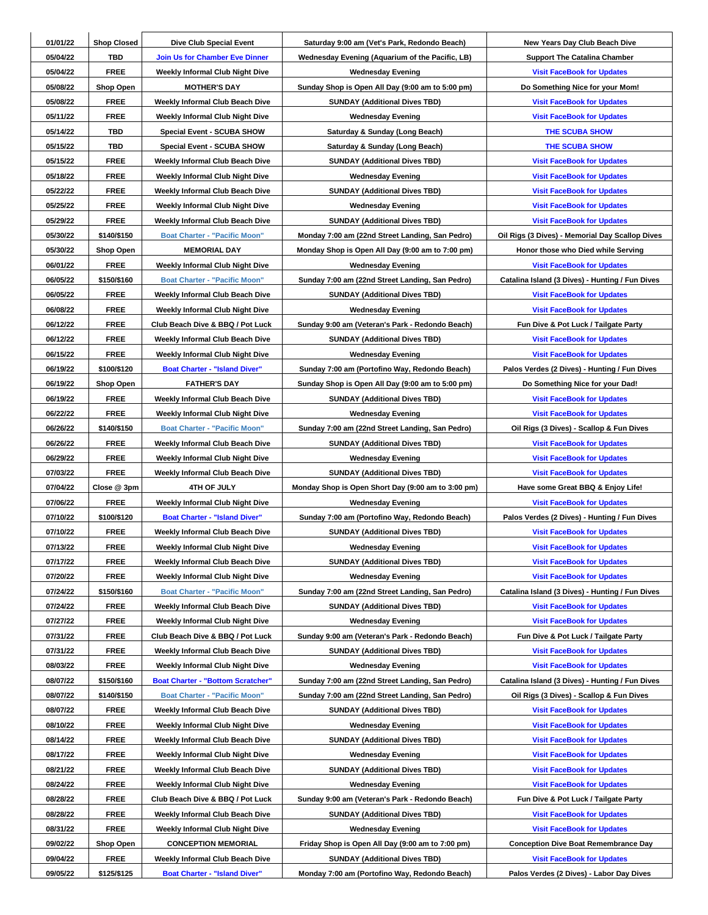| 01/01/22 | Shop Closed | Dive Club Special Event | Saturday 9:00 am (Vet's Park, Redondo Beach) | New Years Day Club Beach Dive |
|---|---|---|---|---|
| 05/04/22 | TBD | Join Us for Chamber Eve Dinner | Wednesday Evening (Aquarium of the Pacific, LB) | Support The Catalina Chamber |
| 05/04/22 | FREE | Weekly Informal Club Night Dive | Wednesday Evening | Visit FaceBook for Updates |
| 05/08/22 | Shop Open | MOTHER'S DAY | Sunday Shop is Open All Day (9:00 am to 5:00 pm) | Do Something Nice for your Mom! |
| 05/08/22 | FREE | Weekly Informal Club Beach Dive | SUNDAY (Additional Dives TBD) | Visit FaceBook for Updates |
| 05/11/22 | FREE | Weekly Informal Club Night Dive | Wednesday Evening | Visit FaceBook for Updates |
| 05/14/22 | TBD | Special Event - SCUBA SHOW | Saturday & Sunday (Long Beach) | THE SCUBA SHOW |
| 05/15/22 | TBD | Special Event - SCUBA SHOW | Saturday & Sunday (Long Beach) | THE SCUBA SHOW |
| 05/15/22 | FREE | Weekly Informal Club Beach Dive | SUNDAY (Additional Dives TBD) | Visit FaceBook for Updates |
| 05/18/22 | FREE | Weekly Informal Club Night Dive | Wednesday Evening | Visit FaceBook for Updates |
| 05/22/22 | FREE | Weekly Informal Club Beach Dive | SUNDAY (Additional Dives TBD) | Visit FaceBook for Updates |
| 05/25/22 | FREE | Weekly Informal Club Night Dive | Wednesday Evening | Visit FaceBook for Updates |
| 05/29/22 | FREE | Weekly Informal Club Beach Dive | SUNDAY (Additional Dives TBD) | Visit FaceBook for Updates |
| 05/30/22 | $140/$150 | Boat Charter - "Pacific Moon" | Monday 7:00 am (22nd Street Landing, San Pedro) | Oil Rigs (3 Dives) - Memorial Day Scallop Dives |
| 05/30/22 | Shop Open | MEMORIAL DAY | Monday Shop is Open All Day (9:00 am to 7:00 pm) | Honor those who Died while Serving |
| 06/01/22 | FREE | Weekly Informal Club Night Dive | Wednesday Evening | Visit FaceBook for Updates |
| 06/05/22 | $150/$160 | Boat Charter - "Pacific Moon" | Sunday 7:00 am (22nd Street Landing, San Pedro) | Catalina Island (3 Dives) - Hunting / Fun Dives |
| 06/05/22 | FREE | Weekly Informal Club Beach Dive | SUNDAY (Additional Dives TBD) | Visit FaceBook for Updates |
| 06/08/22 | FREE | Weekly Informal Club Night Dive | Wednesday Evening | Visit FaceBook for Updates |
| 06/12/22 | FREE | Club Beach Dive & BBQ / Pot Luck | Sunday 9:00 am (Veteran's Park - Redondo Beach) | Fun Dive & Pot Luck / Tailgate Party |
| 06/12/22 | FREE | Weekly Informal Club Beach Dive | SUNDAY (Additional Dives TBD) | Visit FaceBook for Updates |
| 06/15/22 | FREE | Weekly Informal Club Night Dive | Wednesday Evening | Visit FaceBook for Updates |
| 06/19/22 | $100/$120 | Boat Charter - "Island Diver" | Sunday 7:00 am (Portofino Way, Redondo Beach) | Palos Verdes (2 Dives) - Hunting / Fun Dives |
| 06/19/22 | Shop Open | FATHER'S DAY | Sunday Shop is Open All Day (9:00 am to 5:00 pm) | Do Something Nice for your Dad! |
| 06/19/22 | FREE | Weekly Informal Club Beach Dive | SUNDAY (Additional Dives TBD) | Visit FaceBook for Updates |
| 06/22/22 | FREE | Weekly Informal Club Night Dive | Wednesday Evening | Visit FaceBook for Updates |
| 06/26/22 | $140/$150 | Boat Charter - "Pacific Moon" | Sunday 7:00 am (22nd Street Landing, San Pedro) | Oil Rigs (3 Dives) - Scallop & Fun Dives |
| 06/26/22 | FREE | Weekly Informal Club Beach Dive | SUNDAY (Additional Dives TBD) | Visit FaceBook for Updates |
| 06/29/22 | FREE | Weekly Informal Club Night Dive | Wednesday Evening | Visit FaceBook for Updates |
| 07/03/22 | FREE | Weekly Informal Club Beach Dive | SUNDAY (Additional Dives TBD) | Visit FaceBook for Updates |
| 07/04/22 | Close @ 3pm | 4TH OF JULY | Monday Shop is Open Short Day (9:00 am to 3:00 pm) | Have some Great BBQ & Enjoy Life! |
| 07/06/22 | FREE | Weekly Informal Club Night Dive | Wednesday Evening | Visit FaceBook for Updates |
| 07/10/22 | $100/$120 | Boat Charter - "Island Diver" | Sunday 7:00 am (Portofino Way, Redondo Beach) | Palos Verdes (2 Dives) - Hunting / Fun Dives |
| 07/10/22 | FREE | Weekly Informal Club Beach Dive | SUNDAY (Additional Dives TBD) | Visit FaceBook for Updates |
| 07/13/22 | FREE | Weekly Informal Club Night Dive | Wednesday Evening | Visit FaceBook for Updates |
| 07/17/22 | FREE | Weekly Informal Club Beach Dive | SUNDAY (Additional Dives TBD) | Visit FaceBook for Updates |
| 07/20/22 | FREE | Weekly Informal Club Night Dive | Wednesday Evening | Visit FaceBook for Updates |
| 07/24/22 | $150/$160 | Boat Charter - "Pacific Moon" | Sunday 7:00 am (22nd Street Landing, San Pedro) | Catalina Island (3 Dives) - Hunting / Fun Dives |
| 07/24/22 | FREE | Weekly Informal Club Beach Dive | SUNDAY (Additional Dives TBD) | Visit FaceBook for Updates |
| 07/27/22 | FREE | Weekly Informal Club Night Dive | Wednesday Evening | Visit FaceBook for Updates |
| 07/31/22 | FREE | Club Beach Dive & BBQ / Pot Luck | Sunday 9:00 am (Veteran's Park - Redondo Beach) | Fun Dive & Pot Luck / Tailgate Party |
| 07/31/22 | FREE | Weekly Informal Club Beach Dive | SUNDAY (Additional Dives TBD) | Visit FaceBook for Updates |
| 08/03/22 | FREE | Weekly Informal Club Night Dive | Wednesday Evening | Visit FaceBook for Updates |
| 08/07/22 | $150/$160 | Boat Charter - "Bottom Scratcher" | Sunday 7:00 am (22nd Street Landing, San Pedro) | Catalina Island (3 Dives) - Hunting / Fun Dives |
| 08/07/22 | $140/$150 | Boat Charter - "Pacific Moon" | Sunday 7:00 am (22nd Street Landing, San Pedro) | Oil Rigs (3 Dives) - Scallop & Fun Dives |
| 08/07/22 | FREE | Weekly Informal Club Beach Dive | SUNDAY (Additional Dives TBD) | Visit FaceBook for Updates |
| 08/10/22 | FREE | Weekly Informal Club Night Dive | Wednesday Evening | Visit FaceBook for Updates |
| 08/14/22 | FREE | Weekly Informal Club Beach Dive | SUNDAY (Additional Dives TBD) | Visit FaceBook for Updates |
| 08/17/22 | FREE | Weekly Informal Club Night Dive | Wednesday Evening | Visit FaceBook for Updates |
| 08/21/22 | FREE | Weekly Informal Club Beach Dive | SUNDAY (Additional Dives TBD) | Visit FaceBook for Updates |
| 08/24/22 | FREE | Weekly Informal Club Night Dive | Wednesday Evening | Visit FaceBook for Updates |
| 08/28/22 | FREE | Club Beach Dive & BBQ / Pot Luck | Sunday 9:00 am (Veteran's Park - Redondo Beach) | Fun Dive & Pot Luck / Tailgate Party |
| 08/28/22 | FREE | Weekly Informal Club Beach Dive | SUNDAY (Additional Dives TBD) | Visit FaceBook for Updates |
| 08/31/22 | FREE | Weekly Informal Club Night Dive | Wednesday Evening | Visit FaceBook for Updates |
| 09/02/22 | Shop Open | CONCEPTION MEMORIAL | Friday Shop is Open All Day (9:00 am to 7:00 pm) | Conception Dive Boat Remembrance Day |
| 09/04/22 | FREE | Weekly Informal Club Beach Dive | SUNDAY (Additional Dives TBD) | Visit FaceBook for Updates |
| 09/05/22 | $125/$125 | Boat Charter - "Island Diver" | Monday 7:00 am (Portofino Way, Redondo Beach) | Palos Verdes (2 Dives) - Labor Day Dives |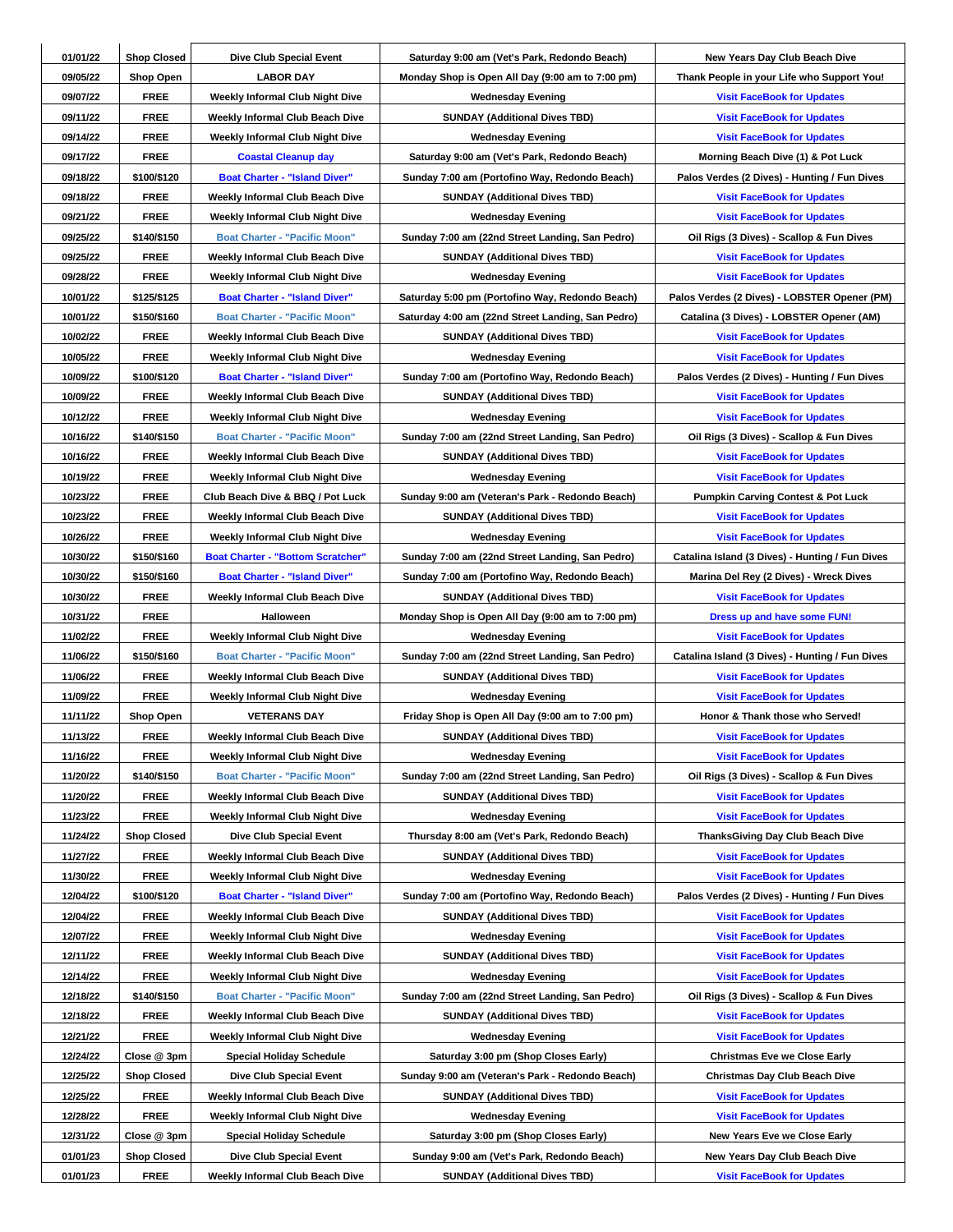| | | | | |
|---|---|---|---|---|
| 01/01/22 | Shop Closed | Dive Club Special Event | Saturday 9:00 am (Vet's Park, Redondo Beach) | New Years Day Club Beach Dive |
| 09/05/22 | Shop Open | LABOR DAY | Monday Shop is Open All Day (9:00 am to 7:00 pm) | Thank People in your Life who Support You! |
| 09/07/22 | FREE | Weekly Informal Club Night Dive | Wednesday Evening | Visit FaceBook for Updates |
| 09/11/22 | FREE | Weekly Informal Club Beach Dive | SUNDAY (Additional Dives TBD) | Visit FaceBook for Updates |
| 09/14/22 | FREE | Weekly Informal Club Night Dive | Wednesday Evening | Visit FaceBook for Updates |
| 09/17/22 | FREE | Coastal Cleanup day | Saturday 9:00 am (Vet's Park, Redondo Beach) | Morning Beach Dive (1) & Pot Luck |
| 09/18/22 | $100/$120 | Boat Charter - "Island Diver" | Sunday 7:00 am (Portofino Way, Redondo Beach) | Palos Verdes (2 Dives) - Hunting / Fun Dives |
| 09/18/22 | FREE | Weekly Informal Club Beach Dive | SUNDAY (Additional Dives TBD) | Visit FaceBook for Updates |
| 09/21/22 | FREE | Weekly Informal Club Night Dive | Wednesday Evening | Visit FaceBook for Updates |
| 09/25/22 | $140/$150 | Boat Charter - "Pacific Moon" | Sunday 7:00 am (22nd Street Landing, San Pedro) | Oil Rigs (3 Dives) - Scallop & Fun Dives |
| 09/25/22 | FREE | Weekly Informal Club Beach Dive | SUNDAY (Additional Dives TBD) | Visit FaceBook for Updates |
| 09/28/22 | FREE | Weekly Informal Club Night Dive | Wednesday Evening | Visit FaceBook for Updates |
| 10/01/22 | $125/$125 | Boat Charter - "Island Diver" | Saturday 5:00 pm (Portofino Way, Redondo Beach) | Palos Verdes (2 Dives) - LOBSTER Opener (PM) |
| 10/01/22 | $150/$160 | Boat Charter - "Pacific Moon" | Saturday 4:00 am (22nd Street Landing, San Pedro) | Catalina (3 Dives) - LOBSTER Opener (AM) |
| 10/02/22 | FREE | Weekly Informal Club Beach Dive | SUNDAY (Additional Dives TBD) | Visit FaceBook for Updates |
| 10/05/22 | FREE | Weekly Informal Club Night Dive | Wednesday Evening | Visit FaceBook for Updates |
| 10/09/22 | $100/$120 | Boat Charter - "Island Diver" | Sunday 7:00 am (Portofino Way, Redondo Beach) | Palos Verdes (2 Dives) - Hunting / Fun Dives |
| 10/09/22 | FREE | Weekly Informal Club Beach Dive | SUNDAY (Additional Dives TBD) | Visit FaceBook for Updates |
| 10/12/22 | FREE | Weekly Informal Club Night Dive | Wednesday Evening | Visit FaceBook for Updates |
| 10/16/22 | $140/$150 | Boat Charter - "Pacific Moon" | Sunday 7:00 am (22nd Street Landing, San Pedro) | Oil Rigs (3 Dives) - Scallop & Fun Dives |
| 10/16/22 | FREE | Weekly Informal Club Beach Dive | SUNDAY (Additional Dives TBD) | Visit FaceBook for Updates |
| 10/19/22 | FREE | Weekly Informal Club Night Dive | Wednesday Evening | Visit FaceBook for Updates |
| 10/23/22 | FREE | Club Beach Dive & BBQ / Pot Luck | Sunday 9:00 am (Veteran's Park - Redondo Beach) | Pumpkin Carving Contest & Pot Luck |
| 10/23/22 | FREE | Weekly Informal Club Beach Dive | SUNDAY (Additional Dives TBD) | Visit FaceBook for Updates |
| 10/26/22 | FREE | Weekly Informal Club Night Dive | Wednesday Evening | Visit FaceBook for Updates |
| 10/30/22 | $150/$160 | Boat Charter - "Bottom Scratcher" | Sunday 7:00 am (22nd Street Landing, San Pedro) | Catalina Island (3 Dives) - Hunting / Fun Dives |
| 10/30/22 | $150/$160 | Boat Charter - "Island Diver" | Sunday 7:00 am (Portofino Way, Redondo Beach) | Marina Del Rey (2 Dives) - Wreck Dives |
| 10/30/22 | FREE | Weekly Informal Club Beach Dive | SUNDAY (Additional Dives TBD) | Visit FaceBook for Updates |
| 10/31/22 | FREE | Halloween | Monday Shop is Open All Day (9:00 am to 7:00 pm) | Dress up and have some FUN! |
| 11/02/22 | FREE | Weekly Informal Club Night Dive | Wednesday Evening | Visit FaceBook for Updates |
| 11/06/22 | $150/$160 | Boat Charter - "Pacific Moon" | Sunday 7:00 am (22nd Street Landing, San Pedro) | Catalina Island (3 Dives) - Hunting / Fun Dives |
| 11/06/22 | FREE | Weekly Informal Club Beach Dive | SUNDAY (Additional Dives TBD) | Visit FaceBook for Updates |
| 11/09/22 | FREE | Weekly Informal Club Night Dive | Wednesday Evening | Visit FaceBook for Updates |
| 11/11/22 | Shop Open | VETERANS DAY | Friday Shop is Open All Day (9:00 am to 7:00 pm) | Honor & Thank those who Served! |
| 11/13/22 | FREE | Weekly Informal Club Beach Dive | SUNDAY (Additional Dives TBD) | Visit FaceBook for Updates |
| 11/16/22 | FREE | Weekly Informal Club Night Dive | Wednesday Evening | Visit FaceBook for Updates |
| 11/20/22 | $140/$150 | Boat Charter - "Pacific Moon" | Sunday 7:00 am (22nd Street Landing, San Pedro) | Oil Rigs (3 Dives) - Scallop & Fun Dives |
| 11/20/22 | FREE | Weekly Informal Club Beach Dive | SUNDAY (Additional Dives TBD) | Visit FaceBook for Updates |
| 11/23/22 | FREE | Weekly Informal Club Night Dive | Wednesday Evening | Visit FaceBook for Updates |
| 11/24/22 | Shop Closed | Dive Club Special Event | Thursday 8:00 am (Vet's Park, Redondo Beach) | ThanksGiving Day Club Beach Dive |
| 11/27/22 | FREE | Weekly Informal Club Beach Dive | SUNDAY (Additional Dives TBD) | Visit FaceBook for Updates |
| 11/30/22 | FREE | Weekly Informal Club Night Dive | Wednesday Evening | Visit FaceBook for Updates |
| 12/04/22 | $100/$120 | Boat Charter - "Island Diver" | Sunday 7:00 am (Portofino Way, Redondo Beach) | Palos Verdes (2 Dives) - Hunting / Fun Dives |
| 12/04/22 | FREE | Weekly Informal Club Beach Dive | SUNDAY (Additional Dives TBD) | Visit FaceBook for Updates |
| 12/07/22 | FREE | Weekly Informal Club Night Dive | Wednesday Evening | Visit FaceBook for Updates |
| 12/11/22 | FREE | Weekly Informal Club Beach Dive | SUNDAY (Additional Dives TBD) | Visit FaceBook for Updates |
| 12/14/22 | FREE | Weekly Informal Club Night Dive | Wednesday Evening | Visit FaceBook for Updates |
| 12/18/22 | $140/$150 | Boat Charter - "Pacific Moon" | Sunday 7:00 am (22nd Street Landing, San Pedro) | Oil Rigs (3 Dives) - Scallop & Fun Dives |
| 12/18/22 | FREE | Weekly Informal Club Beach Dive | SUNDAY (Additional Dives TBD) | Visit FaceBook for Updates |
| 12/21/22 | FREE | Weekly Informal Club Night Dive | Wednesday Evening | Visit FaceBook for Updates |
| 12/24/22 | Close @ 3pm | Special Holiday Schedule | Saturday 3:00 pm (Shop Closes Early) | Christmas Eve we Close Early |
| 12/25/22 | Shop Closed | Dive Club Special Event | Sunday 9:00 am (Veteran's Park - Redondo Beach) | Christmas Day Club Beach Dive |
| 12/25/22 | FREE | Weekly Informal Club Beach Dive | SUNDAY (Additional Dives TBD) | Visit FaceBook for Updates |
| 12/28/22 | FREE | Weekly Informal Club Night Dive | Wednesday Evening | Visit FaceBook for Updates |
| 12/31/22 | Close @ 3pm | Special Holiday Schedule | Saturday 3:00 pm (Shop Closes Early) | New Years Eve we Close Early |
| 01/01/23 | Shop Closed | Dive Club Special Event | Sunday 9:00 am (Vet's Park, Redondo Beach) | New Years Day Club Beach Dive |
| 01/01/23 | FREE | Weekly Informal Club Beach Dive | SUNDAY (Additional Dives TBD) | Visit FaceBook for Updates |